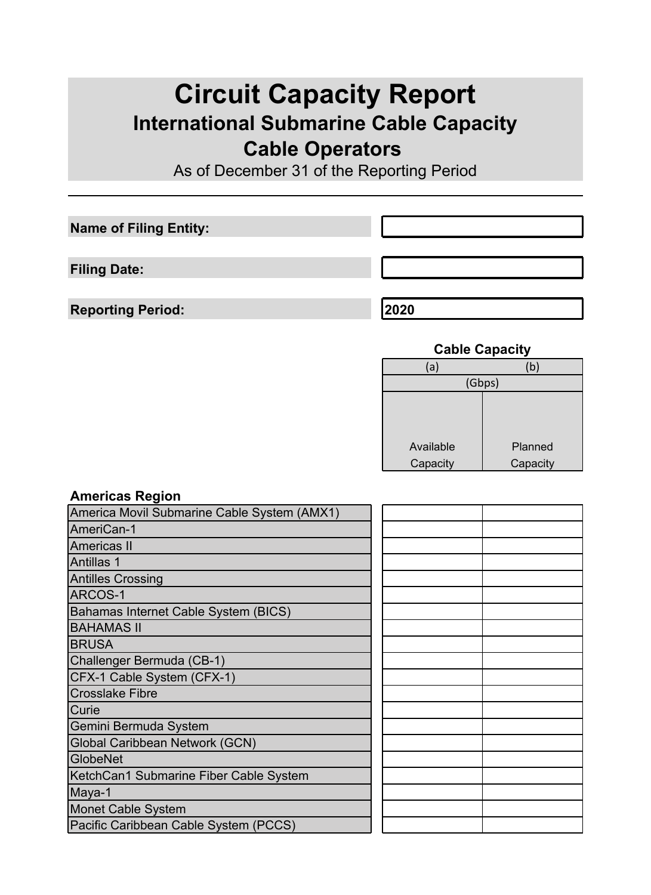# Circuit Capacity Report

## International Submarine Cable Capacity

## Cable Operators

As of December 31 of the Reporting Period

---

| | |
|---|---|
| **Name of Filing Entity:** | |
| **Filing Date:** | |
| **Reporting Period:** | **2020** |

**Cable Capacity**

| | (a) | (b) |
|---|---|---|
| | (Gbps) | |
| | Available Capacity | Planned Capacity |
| **Americas Region** | | |
| America Movil Submarine Cable System (AMX1) | | |
| AmeriCan-1 | | |
| Americas II | | |
| Antillas 1 | | |
| Antilles Crossing | | |
| ARCOS-1 | | |
| Bahamas Internet Cable System (BICS) | | |
| BAHAMAS II | | |
| BRUSA | | |
| Challenger Bermuda (CB-1) | | |
| CFX-1 Cable System (CFX-1) | | |
| Crosslake Fibre | | |
| Curie | | |
| Gemini Bermuda System | | |
| Global Caribbean Network (GCN) | | |
| GlobeNet | | |
| KetchCan1 Submarine Fiber Cable System | | |
| Maya-1 | | |
| Monet Cable System | | |
| Pacific Caribbean Cable System (PCCS) | | |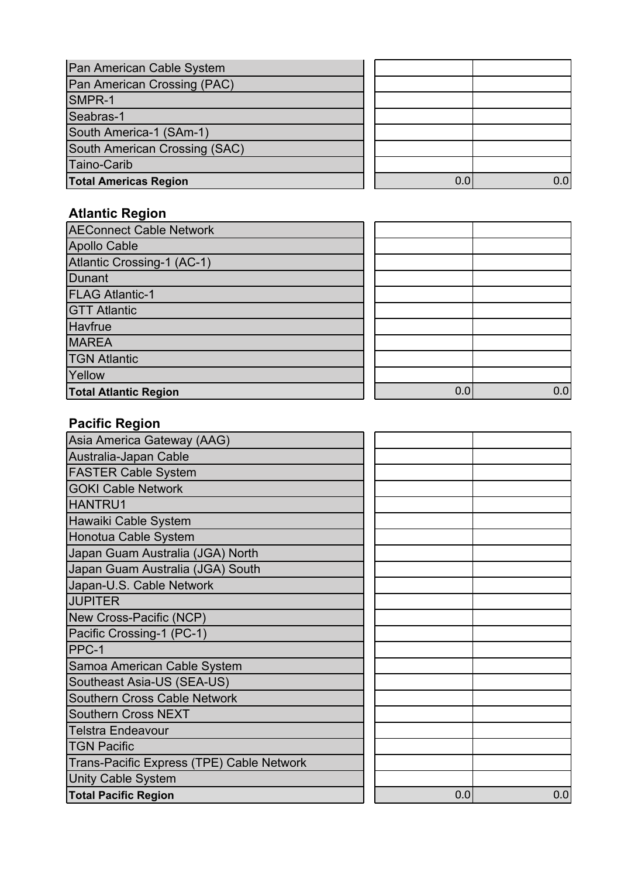| | | |
|---|---|---|
| Pan American Cable System | | |
| Pan American Crossing (PAC) | | |
| SMPR-1 | | |
| Seabras-1 | | |
| South America-1 (SAm-1) | | |
| South American Crossing (SAC) | | |
| Taino-Carib | | |
| **Total Americas Region** | 0.0 | 0.0 |

### Atlantic Region

| | | |
|---|---|---|
| AEConnect Cable Network | | |
| Apollo Cable | | |
| Atlantic Crossing-1 (AC-1) | | |
| Dunant | | |
| FLAG Atlantic-1 | | |
| GTT Atlantic | | |
| Havfrue | | |
| MAREA | | |
| TGN Atlantic | | |
| Yellow | | |
| **Total Atlantic Region** | 0.0 | 0.0 |

### Pacific Region

| | | |
|---|---|---|
| Asia America Gateway (AAG) | | |
| Australia-Japan Cable | | |
| FASTER Cable System | | |
| GOKI Cable Network | | |
| HANTRU1 | | |
| Hawaiki Cable System | | |
| Honotua Cable System | | |
| Japan Guam Australia (JGA) North | | |
| Japan Guam Australia (JGA) South | | |
| Japan-U.S. Cable Network | | |
| JUPITER | | |
| New Cross-Pacific (NCP) | | |
| Pacific Crossing-1 (PC-1) | | |
| PPC-1 | | |
| Samoa American Cable System | | |
| Southeast Asia-US (SEA-US) | | |
| Southern Cross Cable Network | | |
| Southern Cross NEXT | | |
| Telstra Endeavour | | |
| TGN Pacific | | |
| Trans-Pacific Express (TPE) Cable Network | | |
| Unity Cable System | | |
| **Total Pacific Region** | 0.0 | 0.0 |